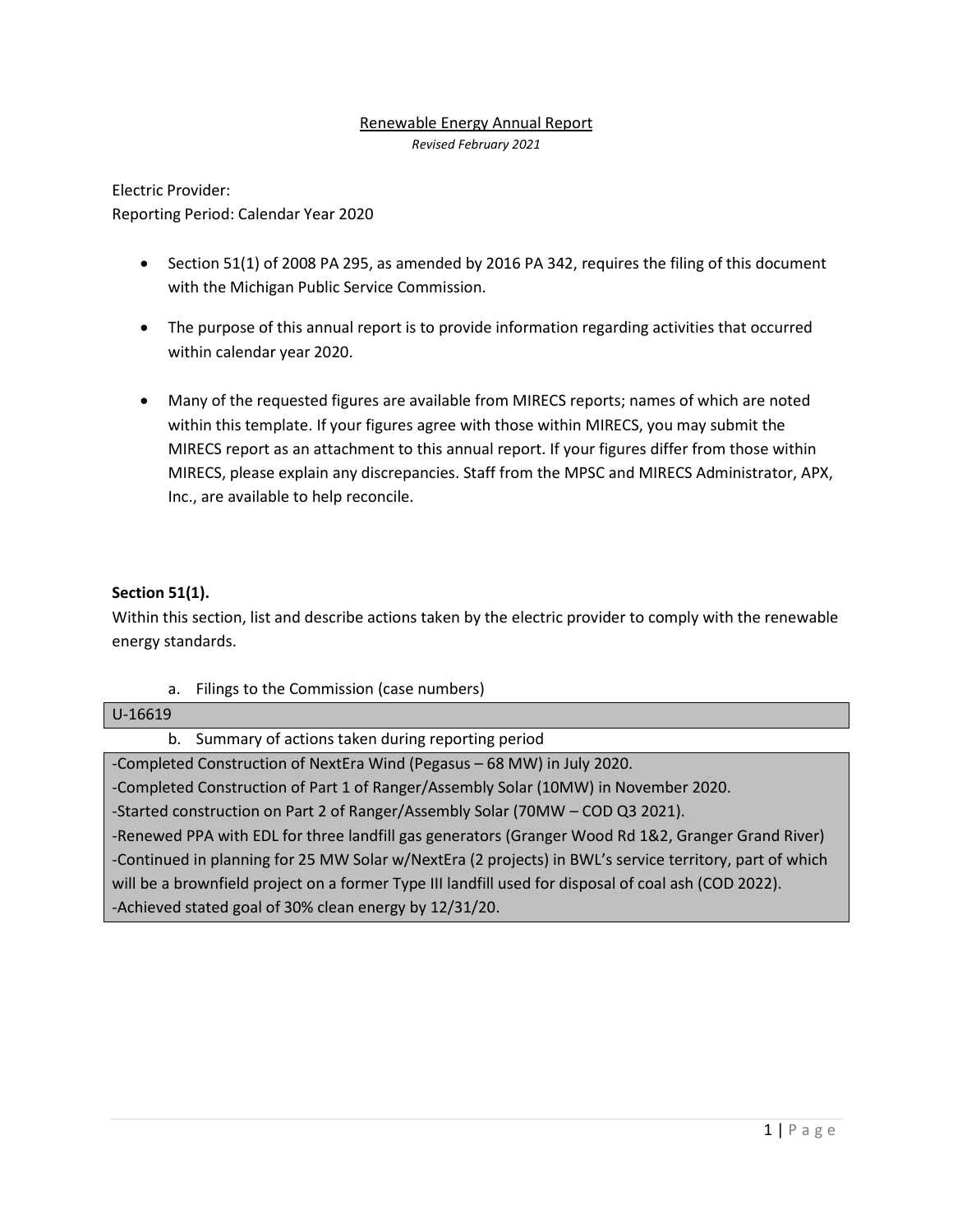# Renewable Energy Annual Report

*Revised February 2021*

Electric Provider:
Reporting Period: Calendar Year 2020

- Section 51(1) of 2008 PA 295, as amended by 2016 PA 342, requires the filing of this document with the Michigan Public Service Commission.
- The purpose of this annual report is to provide information regarding activities that occurred within calendar year 2020.
- Many of the requested figures are available from MIRECS reports; names of which are noted within this template. If your figures agree with those within MIRECS, you may submit the MIRECS report as an attachment to this annual report. If your figures differ from those within MIRECS, please explain any discrepancies. Staff from the MPSC and MIRECS Administrator, APX, Inc., are available to help reconcile.

**Section 51(1).**

Within this section, list and describe actions taken by the electric provider to comply with the renewable energy standards.

a. Filings to the Commission (case numbers)

U-16619

b. Summary of actions taken during reporting period

-Completed Construction of NextEra Wind (Pegasus – 68 MW) in July 2020.
-Completed Construction of Part 1 of Ranger/Assembly Solar (10MW) in November 2020.
-Started construction on Part 2 of Ranger/Assembly Solar (70MW – COD Q3 2021).
-Renewed PPA with EDL for three landfill gas generators (Granger Wood Rd 1&2, Granger Grand River)
-Continued in planning for 25 MW Solar w/NextEra (2 projects) in BWL's service territory, part of which will be a brownfield project on a former Type III landfill used for disposal of coal ash (COD 2022).
-Achieved stated goal of 30% clean energy by 12/31/20.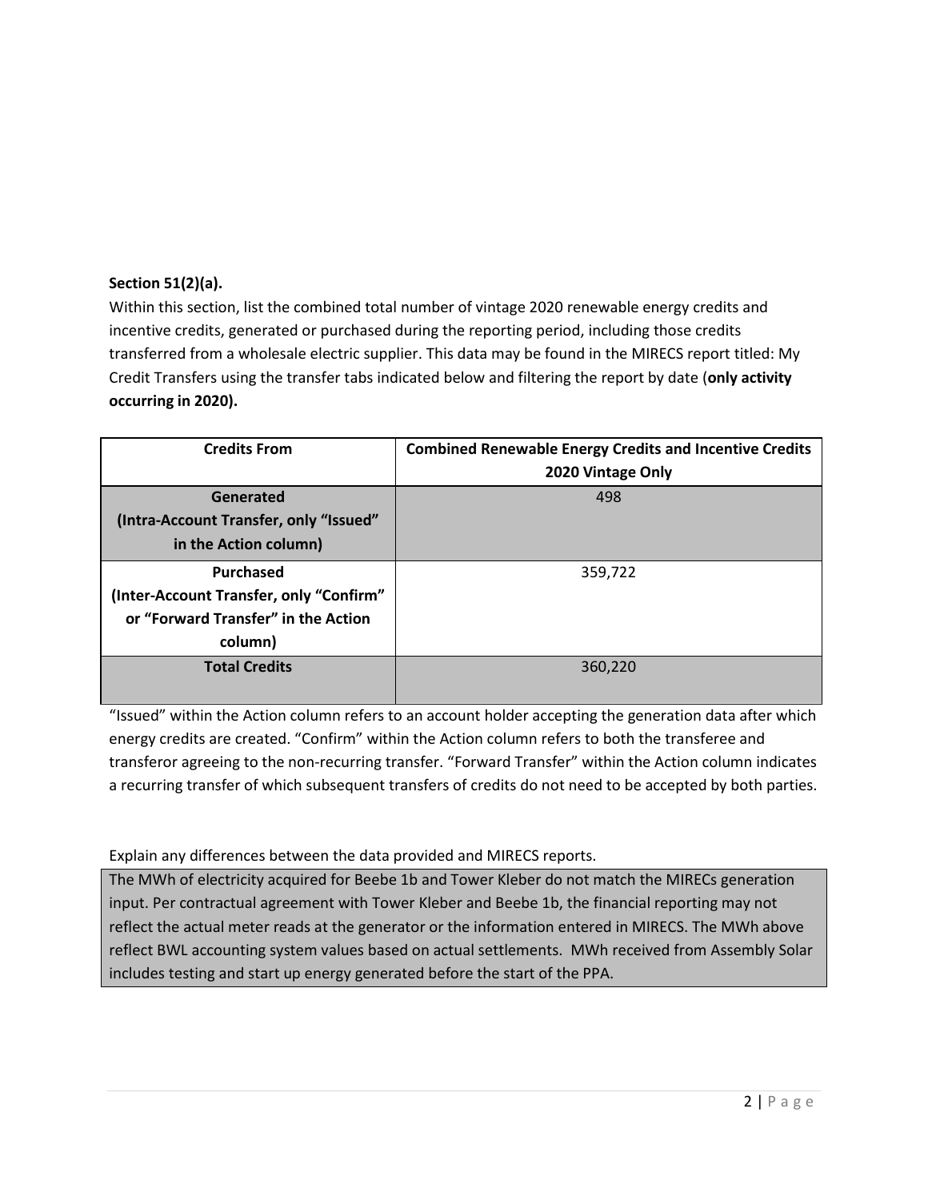**Section 51(2)(a).**

Within this section, list the combined total number of vintage 2020 renewable energy credits and incentive credits, generated or purchased during the reporting period, including those credits transferred from a wholesale electric supplier. This data may be found in the MIRECS report titled: My Credit Transfers using the transfer tabs indicated below and filtering the report by date (**only activity occurring in 2020).**

| Credits From | Combined Renewable Energy Credits and Incentive Credits 2020 Vintage Only |
|---|---|
| **Generated (Intra-Account Transfer, only "Issued" in the Action column)** | 498 |
| **Purchased (Inter-Account Transfer, only "Confirm" or "Forward Transfer" in the Action column)** | 359,722 |
| **Total Credits** | 360,220 |

"Issued" within the Action column refers to an account holder accepting the generation data after which energy credits are created. "Confirm" within the Action column refers to both the transferee and transferor agreeing to the non-recurring transfer. "Forward Transfer" within the Action column indicates a recurring transfer of which subsequent transfers of credits do not need to be accepted by both parties.

Explain any differences between the data provided and MIRECS reports.

The MWh of electricity acquired for Beebe 1b and Tower Kleber do not match the MIRECs generation input. Per contractual agreement with Tower Kleber and Beebe 1b, the financial reporting may not reflect the actual meter reads at the generator or the information entered in MIRECS. The MWh above reflect BWL accounting system values based on actual settlements. MWh received from Assembly Solar includes testing and start up energy generated before the start of the PPA.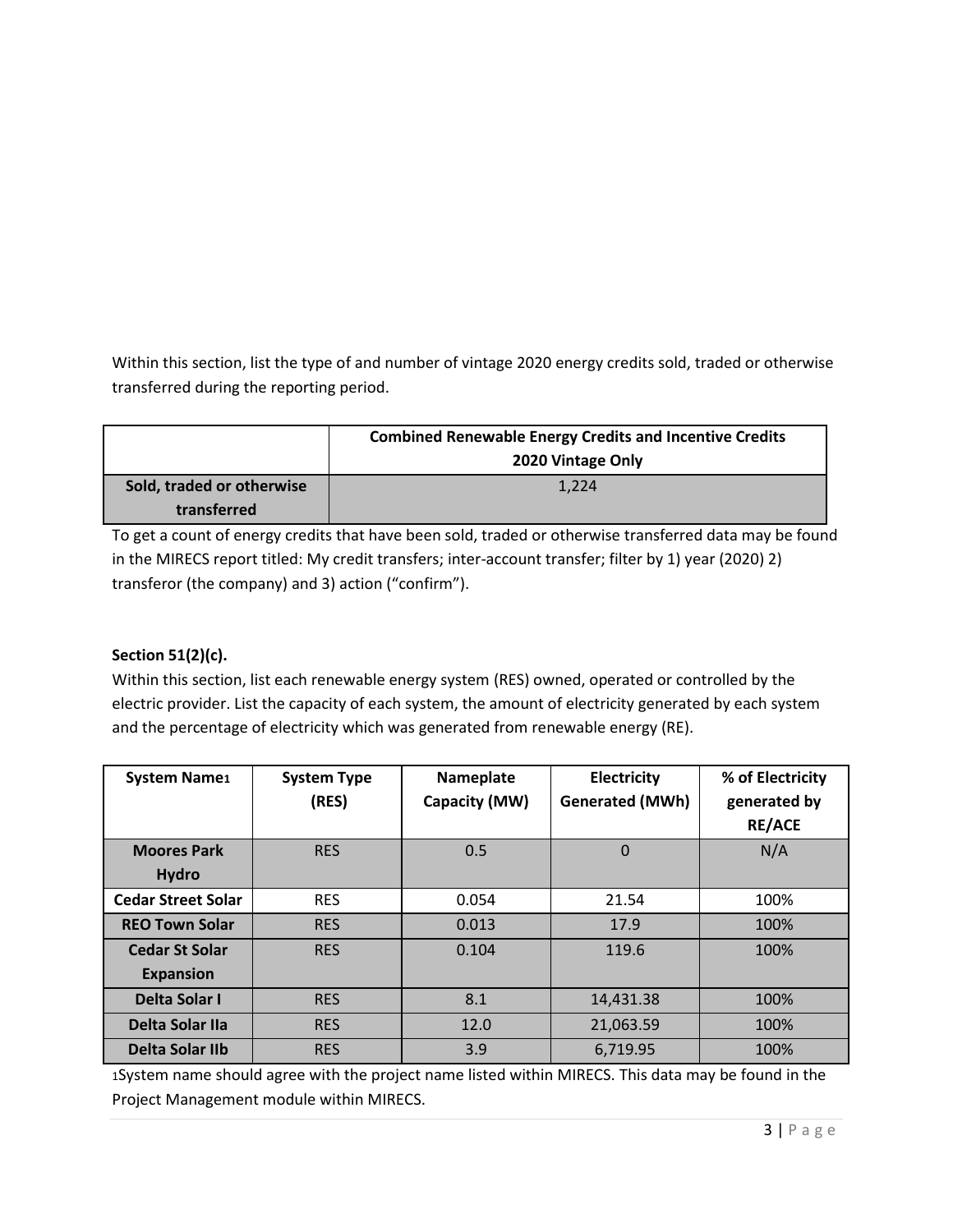Within this section, list the type of and number of vintage 2020 energy credits sold, traded or otherwise transferred during the reporting period.

| | Combined Renewable Energy Credits and Incentive Credits 2020 Vintage Only |
|---|---|
| **Sold, traded or otherwise transferred** | 1,224 |

To get a count of energy credits that have been sold, traded or otherwise transferred data may be found in the MIRECS report titled: My credit transfers; inter-account transfer; filter by 1) year (2020) 2) transferor (the company) and 3) action ("confirm").

**Section 51(2)(c).**

Within this section, list each renewable energy system (RES) owned, operated or controlled by the electric provider. List the capacity of each system, the amount of electricity generated by each system and the percentage of electricity which was generated from renewable energy (RE).

| System Name[1] | System Type (RES) | Nameplate Capacity (MW) | Electricity Generated (MWh) | % of Electricity generated by RE/ACE |
|---|---|---|---|---|
| **Moores Park Hydro** | RES | 0.5 | 0 | N/A |
| **Cedar Street Solar** | RES | 0.054 | 21.54 | 100% |
| **REO Town Solar** | RES | 0.013 | 17.9 | 100% |
| **Cedar St Solar Expansion** | RES | 0.104 | 119.6 | 100% |
| **Delta Solar I** | RES | 8.1 | 14,431.38 | 100% |
| **Delta Solar IIa** | RES | 12.0 | 21,063.59 | 100% |
| **Delta Solar IIb** | RES | 3.9 | 6,719.95 | 100% |

[1]System name should agree with the project name listed within MIRECS. This data may be found in the Project Management module within MIRECS.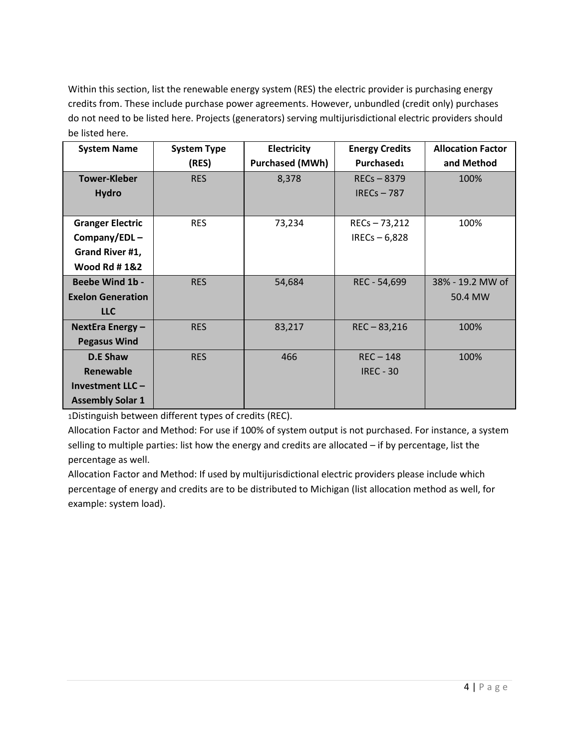Within this section, list the renewable energy system (RES) the electric provider is purchasing energy credits from. These include purchase power agreements. However, unbundled (credit only) purchases do not need to be listed here. Projects (generators) serving multijurisdictional electric providers should be listed here.

| System Name | System Type (RES) | Electricity Purchased (MWh) | Energy Credits Purchased[1] | Allocation Factor and Method |
|---|---|---|---|---|
| **Tower-Kleber Hydro** | RES | 8,378 | RECs – 8379<br>IRECs – 787 | 100% |
| **Granger Electric Company/EDL – Grand River #1, Wood Rd # 1&2** | RES | 73,234 | RECs – 73,212<br>IRECs – 6,828 | 100% |
| **Beebe Wind 1b - Exelon Generation LLC** | RES | 54,684 | REC - 54,699 | 38% - 19.2 MW of 50.4 MW |
| **NextEra Energy – Pegasus Wind** | RES | 83,217 | REC – 83,216 | 100% |
| **D.E Shaw Renewable Investment LLC – Assembly Solar 1** | RES | 466 | REC – 148<br>IREC - 30 | 100% |

[1]Distinguish between different types of credits (REC).

Allocation Factor and Method: For use if 100% of system output is not purchased. For instance, a system selling to multiple parties: list how the energy and credits are allocated – if by percentage, list the percentage as well.

Allocation Factor and Method: If used by multijurisdictional electric providers please include which percentage of energy and credits are to be distributed to Michigan (list allocation method as well, for example: system load).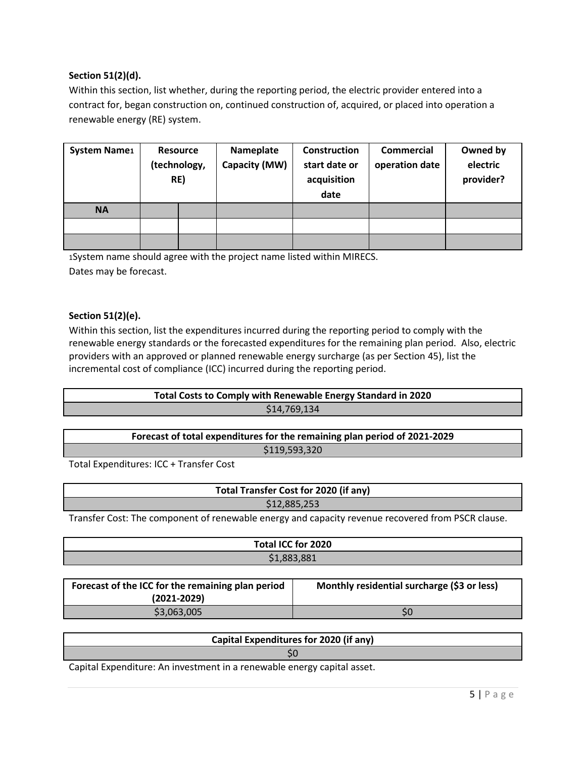**Section 51(2)(d).**

Within this section, list whether, during the reporting period, the electric provider entered into a contract for, began construction on, continued construction of, acquired, or placed into operation a renewable energy (RE) system.

| System Name[1] | Resource (technology, RE) | | Nameplate Capacity (MW) | Construction start date or acquisition date | Commercial operation date | Owned by electric provider? |
|---|---|---|---|---|---|---|
| NA | | | | | | |
| | | | | | | |
| | | | | | | |

[1]System name should agree with the project name listed within MIRECS.

Dates may be forecast.

**Section 51(2)(e).**

Within this section, list the expenditures incurred during the reporting period to comply with the renewable energy standards or the forecasted expenditures for the remaining plan period. Also, electric providers with an approved or planned renewable energy surcharge (as per Section 45), list the incremental cost of compliance (ICC) incurred during the reporting period.

| Total Costs to Comply with Renewable Energy Standard in 2020 |
|---|
| $14,769,134 |

| Forecast of total expenditures for the remaining plan period of 2021-2029 |
|---|
| $119,593,320 |

Total Expenditures: ICC + Transfer Cost

| Total Transfer Cost for 2020 (if any) |
|---|
| $12,885,253 |

Transfer Cost: The component of renewable energy and capacity revenue recovered from PSCR clause.

| Total ICC for 2020 |
|---|
| $1,883,881 |

| Forecast of the ICC for the remaining plan period (2021-2029) | Monthly residential surcharge ($3 or less) |
|---|---|
| $3,063,005 | $0 |

| Capital Expenditures for 2020 (if any) |
|---|
| $0 |

Capital Expenditure: An investment in a renewable energy capital asset.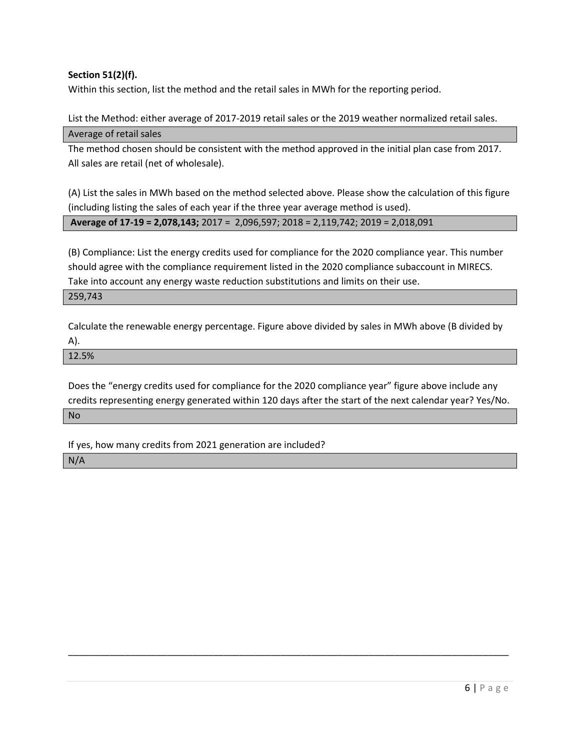**Section 51(2)(f).**

Within this section, list the method and the retail sales in MWh for the reporting period.

List the Method: either average of 2017-2019 retail sales or the 2019 weather normalized retail sales.

| Average of retail sales |
|---|

The method chosen should be consistent with the method approved in the initial plan case from 2017. All sales are retail (net of wholesale).

(A) List the sales in MWh based on the method selected above. Please show the calculation of this figure (including listing the sales of each year if the three year average method is used).

| **Average of 17-19 = 2,078,143;** 2017 = 2,096,597; 2018 = 2,119,742; 2019 = 2,018,091 |
|---|

(B) Compliance: List the energy credits used for compliance for the 2020 compliance year. This number should agree with the compliance requirement listed in the 2020 compliance subaccount in MIRECS. Take into account any energy waste reduction substitutions and limits on their use.

| 259,743 |
|---|

Calculate the renewable energy percentage. Figure above divided by sales in MWh above (B divided by A).

| 12.5% |
|---|

Does the "energy credits used for compliance for the 2020 compliance year" figure above include any credits representing energy generated within 120 days after the start of the next calendar year? Yes/No.

| No |
|---|

If yes, how many credits from 2021 generation are included?

| N/A |
|---|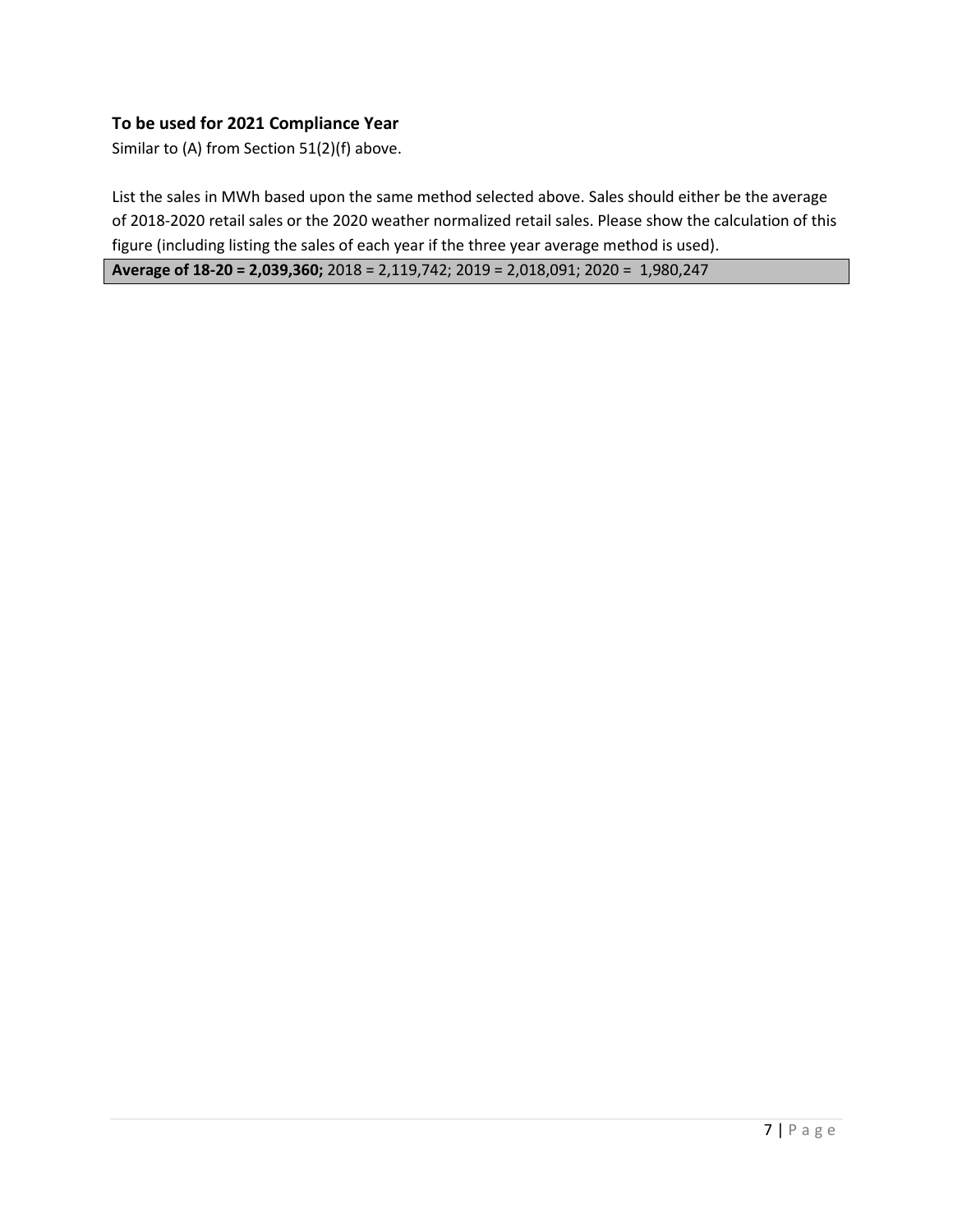### To be used for 2021 Compliance Year

Similar to (A) from Section 51(2)(f) above.

List the sales in MWh based upon the same method selected above. Sales should either be the average of 2018-2020 retail sales or the 2020 weather normalized retail sales. Please show the calculation of this figure (including listing the sales of each year if the three year average method is used).

**Average of 18-20 = 2,039,360;** 2018 = 2,119,742; 2019 = 2,018,091; 2020 = 1,980,247